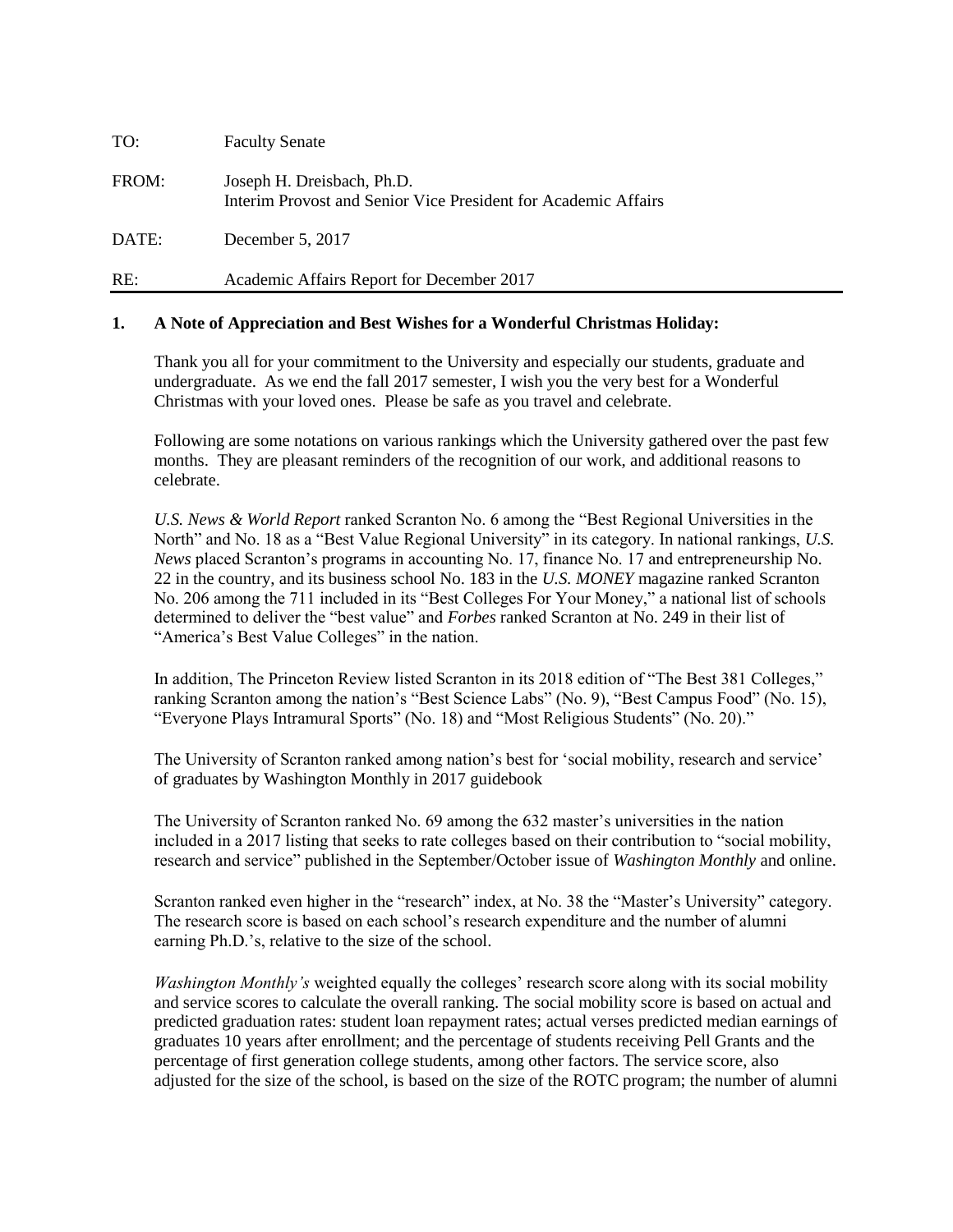| | |
|---|---|
| TO: | Faculty Senate |
| FROM: | Joseph H. Dreisbach, Ph.D.<br>Interim Provost and Senior Vice President for Academic Affairs |
| DATE: | December 5, 2017 |
| RE: | Academic Affairs Report for December 2017 |

**1. A Note of Appreciation and Best Wishes for a Wonderful Christmas Holiday:**

Thank you all for your commitment to the University and especially our students, graduate and undergraduate. As we end the fall 2017 semester, I wish you the very best for a Wonderful Christmas with your loved ones. Please be safe as you travel and celebrate.

Following are some notations on various rankings which the University gathered over the past few months. They are pleasant reminders of the recognition of our work, and additional reasons to celebrate.

*U.S. News & World Report* ranked Scranton No. 6 among the "Best Regional Universities in the North" and No. 18 as a "Best Value Regional University" in its category. In national rankings, *U.S. News* placed Scranton's programs in accounting No. 17, finance No. 17 and entrepreneurship No. 22 in the country, and its business school No. 183 in the *U.S. MONEY* magazine ranked Scranton No. 206 among the 711 included in its "Best Colleges For Your Money," a national list of schools determined to deliver the "best value" and *Forbes* ranked Scranton at No. 249 in their list of "America's Best Value Colleges" in the nation.

In addition, The Princeton Review listed Scranton in its 2018 edition of "The Best 381 Colleges," ranking Scranton among the nation's "Best Science Labs" (No. 9), "Best Campus Food" (No. 15), "Everyone Plays Intramural Sports" (No. 18) and "Most Religious Students" (No. 20)."

The University of Scranton ranked among nation's best for 'social mobility, research and service' of graduates by Washington Monthly in 2017 guidebook

The University of Scranton ranked No. 69 among the 632 master's universities in the nation included in a 2017 listing that seeks to rate colleges based on their contribution to "social mobility, research and service" published in the September/October issue of *Washington Monthly* and online.

Scranton ranked even higher in the "research" index, at No. 38 the "Master's University" category. The research score is based on each school's research expenditure and the number of alumni earning Ph.D.'s, relative to the size of the school.

*Washington Monthly's* weighted equally the colleges' research score along with its social mobility and service scores to calculate the overall ranking. The social mobility score is based on actual and predicted graduation rates: student loan repayment rates; actual verses predicted median earnings of graduates 10 years after enrollment; and the percentage of students receiving Pell Grants and the percentage of first generation college students, among other factors. The service score, also adjusted for the size of the school, is based on the size of the ROTC program; the number of alumni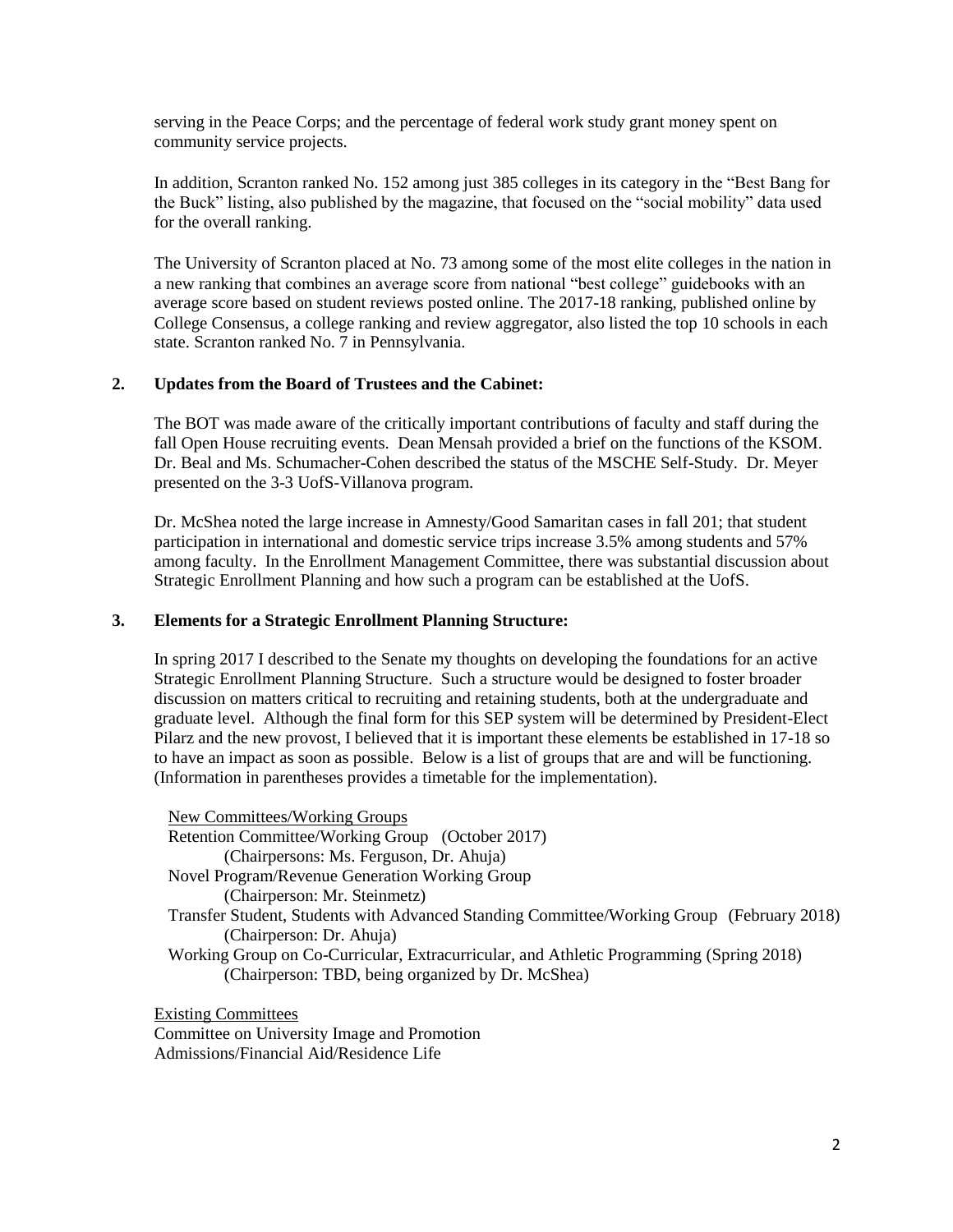serving in the Peace Corps; and the percentage of federal work study grant money spent on community service projects.

In addition, Scranton ranked No. 152 among just 385 colleges in its category in the "Best Bang for the Buck" listing, also published by the magazine, that focused on the "social mobility" data used for the overall ranking.

The University of Scranton placed at No. 73 among some of the most elite colleges in the nation in a new ranking that combines an average score from national "best college" guidebooks with an average score based on student reviews posted online. The 2017-18 ranking, published online by College Consensus, a college ranking and review aggregator, also listed the top 10 schools in each state. Scranton ranked No. 7 in Pennsylvania.

**2. Updates from the Board of Trustees and the Cabinet:**

The BOT was made aware of the critically important contributions of faculty and staff during the fall Open House recruiting events. Dean Mensah provided a brief on the functions of the KSOM. Dr. Beal and Ms. Schumacher-Cohen described the status of the MSCHE Self-Study. Dr. Meyer presented on the 3-3 UofS-Villanova program.

Dr. McShea noted the large increase in Amnesty/Good Samaritan cases in fall 201; that student participation in international and domestic service trips increase 3.5% among students and 57% among faculty. In the Enrollment Management Committee, there was substantial discussion about Strategic Enrollment Planning and how such a program can be established at the UofS.

**3. Elements for a Strategic Enrollment Planning Structure:**

In spring 2017 I described to the Senate my thoughts on developing the foundations for an active Strategic Enrollment Planning Structure. Such a structure would be designed to foster broader discussion on matters critical to recruiting and retaining students, both at the undergraduate and graduate level. Although the final form for this SEP system will be determined by President-Elect Pilarz and the new provost, I believed that it is important these elements be established in 17-18 so to have an impact as soon as possible. Below is a list of groups that are and will be functioning. (Information in parentheses provides a timetable for the implementation).

<u>New Committees/Working Groups</u>

Retention Committee/Working Group (October 2017)
- (Chairpersons: Ms. Ferguson, Dr. Ahuja)

Novel Program/Revenue Generation Working Group
- (Chairperson: Mr. Steinmetz)

Transfer Student, Students with Advanced Standing Committee/Working Group (February 2018)
- (Chairperson: Dr. Ahuja)

Working Group on Co-Curricular, Extracurricular, and Athletic Programming (Spring 2018)
- (Chairperson: TBD, being organized by Dr. McShea)

<u>Existing Committees</u>

Committee on University Image and Promotion

Admissions/Financial Aid/Residence Life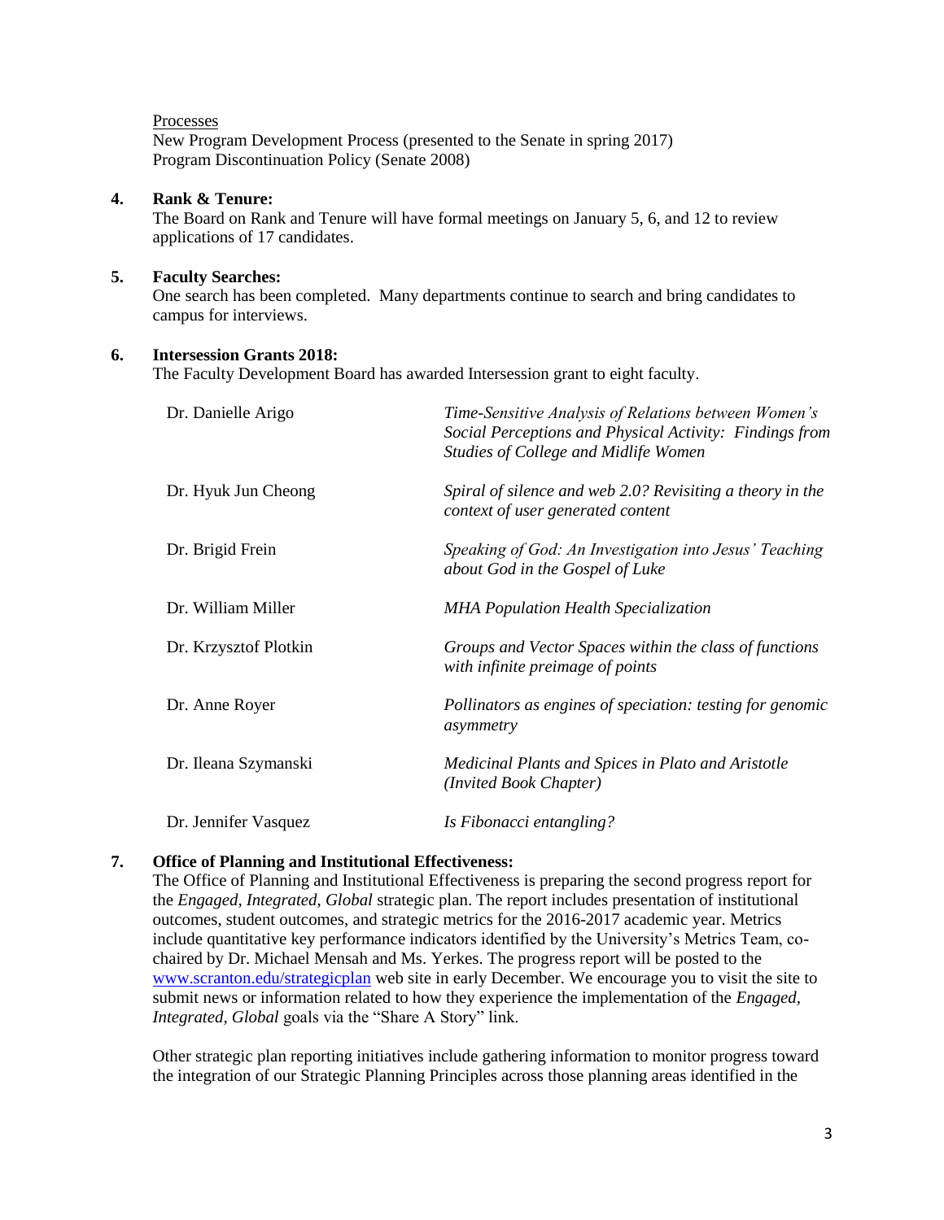Processes

New Program Development Process (presented to the Senate in spring 2017)
Program Discontinuation Policy (Senate 2008)

**4. Rank & Tenure:**

The Board on Rank and Tenure will have formal meetings on January 5, 6, and 12 to review applications of 17 candidates.

**5. Faculty Searches:**

One search has been completed. Many departments continue to search and bring candidates to campus for interviews.

**6. Intersession Grants 2018:**

The Faculty Development Board has awarded Intersession grant to eight faculty.

| | |
|---|---|
| Dr. Danielle Arigo | *Time-Sensitive Analysis of Relations between Women's Social Perceptions and Physical Activity: Findings from Studies of College and Midlife Women* |
| Dr. Hyuk Jun Cheong | *Spiral of silence and web 2.0? Revisiting a theory in the context of user generated content* |
| Dr. Brigid Frein | *Speaking of God: An Investigation into Jesus' Teaching about God in the Gospel of Luke* |
| Dr. William Miller | *MHA Population Health Specialization* |
| Dr. Krzysztof Plotkin | *Groups and Vector Spaces within the class of functions with infinite preimage of points* |
| Dr. Anne Royer | *Pollinators as engines of speciation: testing for genomic asymmetry* |
| Dr. Ileana Szymanski | *Medicinal Plants and Spices in Plato and Aristotle (Invited Book Chapter)* |
| Dr. Jennifer Vasquez | *Is Fibonacci entangling?* |

**7. Office of Planning and Institutional Effectiveness:**

The Office of Planning and Institutional Effectiveness is preparing the second progress report for the *Engaged, Integrated, Global* strategic plan. The report includes presentation of institutional outcomes, student outcomes, and strategic metrics for the 2016-2017 academic year. Metrics include quantitative key performance indicators identified by the University's Metrics Team, co-chaired by Dr. Michael Mensah and Ms. Yerkes. The progress report will be posted to the [www.scranton.edu/strategicplan](www.scranton.edu/strategicplan) web site in early December. We encourage you to visit the site to submit news or information related to how they experience the implementation of the *Engaged, Integrated, Global* goals via the "Share A Story" link.

Other strategic plan reporting initiatives include gathering information to monitor progress toward the integration of our Strategic Planning Principles across those planning areas identified in the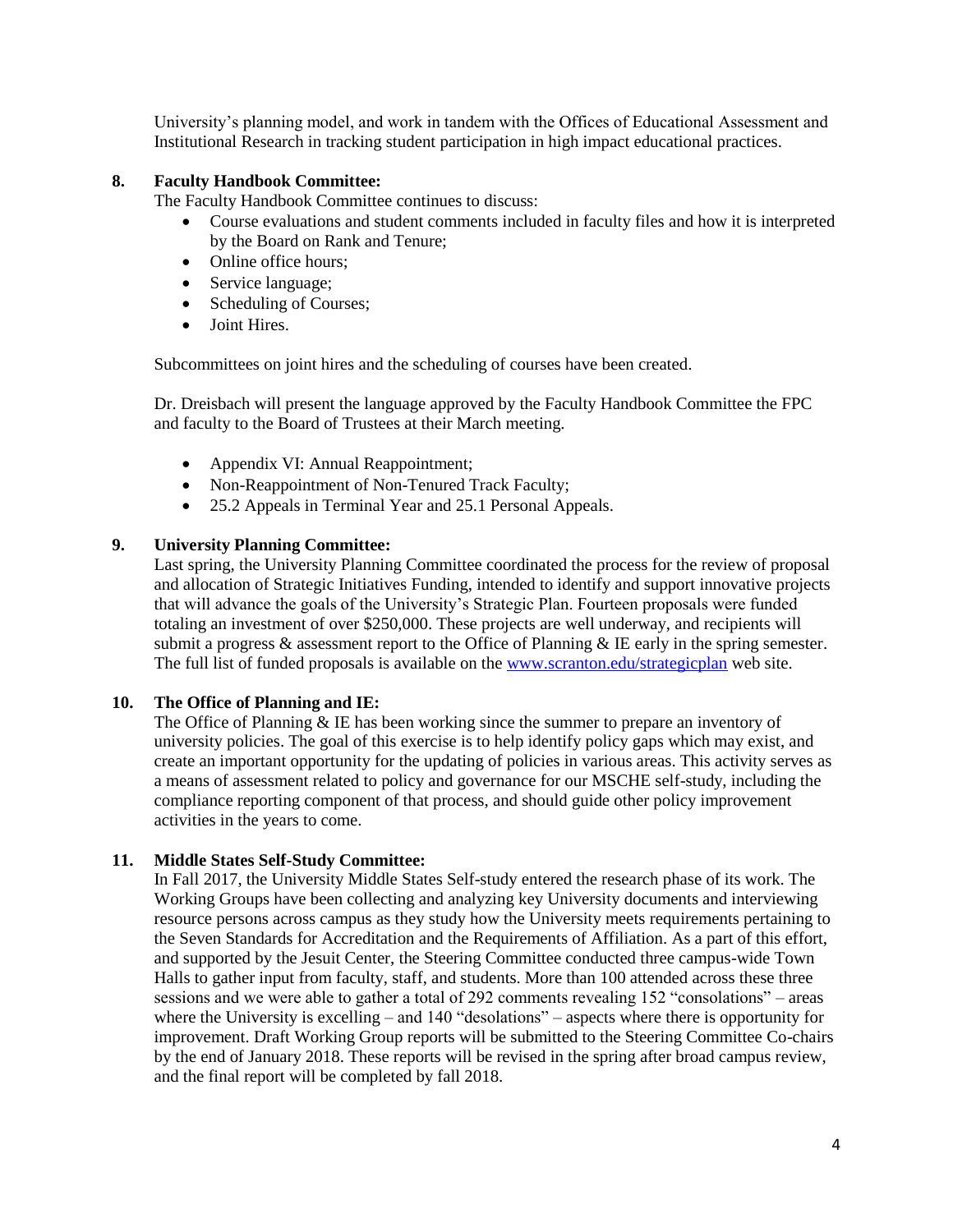University's planning model, and work in tandem with the Offices of Educational Assessment and Institutional Research in tracking student participation in high impact educational practices.

**8. Faculty Handbook Committee:**

The Faculty Handbook Committee continues to discuss:

- Course evaluations and student comments included in faculty files and how it is interpreted by the Board on Rank and Tenure;
- Online office hours;
- Service language;
- Scheduling of Courses;
- Joint Hires.

Subcommittees on joint hires and the scheduling of courses have been created.

Dr. Dreisbach will present the language approved by the Faculty Handbook Committee the FPC and faculty to the Board of Trustees at their March meeting.

- Appendix VI: Annual Reappointment;
- Non-Reappointment of Non-Tenured Track Faculty;
- 25.2 Appeals in Terminal Year and 25.1 Personal Appeals.

**9. University Planning Committee:**

Last spring, the University Planning Committee coordinated the process for the review of proposal and allocation of Strategic Initiatives Funding, intended to identify and support innovative projects that will advance the goals of the University's Strategic Plan. Fourteen proposals were funded totaling an investment of over $250,000. These projects are well underway, and recipients will submit a progress & assessment report to the Office of Planning & IE early in the spring semester. The full list of funded proposals is available on the [www.scranton.edu/strategicplan](www.scranton.edu/strategicplan) web site.

**10. The Office of Planning and IE:**

The Office of Planning & IE has been working since the summer to prepare an inventory of university policies. The goal of this exercise is to help identify policy gaps which may exist, and create an important opportunity for the updating of policies in various areas. This activity serves as a means of assessment related to policy and governance for our MSCHE self-study, including the compliance reporting component of that process, and should guide other policy improvement activities in the years to come.

**11. Middle States Self-Study Committee:**

In Fall 2017, the University Middle States Self-study entered the research phase of its work. The Working Groups have been collecting and analyzing key University documents and interviewing resource persons across campus as they study how the University meets requirements pertaining to the Seven Standards for Accreditation and the Requirements of Affiliation. As a part of this effort, and supported by the Jesuit Center, the Steering Committee conducted three campus-wide Town Halls to gather input from faculty, staff, and students. More than 100 attended across these three sessions and we were able to gather a total of 292 comments revealing 152 "consolations" – areas where the University is excelling – and 140 "desolations" – aspects where there is opportunity for improvement. Draft Working Group reports will be submitted to the Steering Committee Co-chairs by the end of January 2018. These reports will be revised in the spring after broad campus review, and the final report will be completed by fall 2018.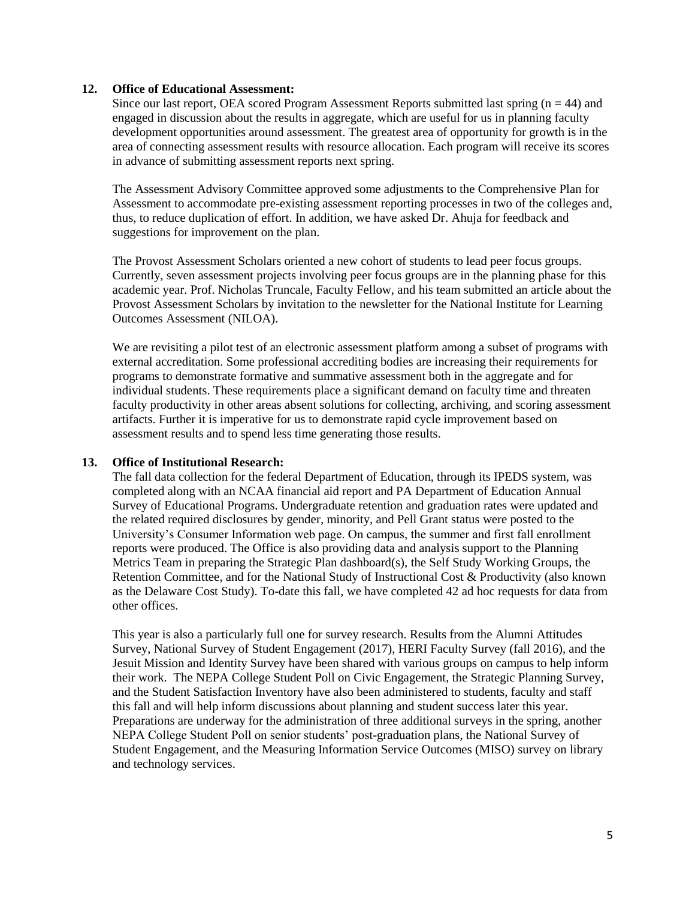12. **Office of Educational Assessment:**

Since our last report, OEA scored Program Assessment Reports submitted last spring ($n = 44$) and engaged in discussion about the results in aggregate, which are useful for us in planning faculty development opportunities around assessment. The greatest area of opportunity for growth is in the area of connecting assessment results with resource allocation. Each program will receive its scores in advance of submitting assessment reports next spring.

The Assessment Advisory Committee approved some adjustments to the Comprehensive Plan for Assessment to accommodate pre-existing assessment reporting processes in two of the colleges and, thus, to reduce duplication of effort. In addition, we have asked Dr. Ahuja for feedback and suggestions for improvement on the plan.

The Provost Assessment Scholars oriented a new cohort of students to lead peer focus groups. Currently, seven assessment projects involving peer focus groups are in the planning phase for this academic year. Prof. Nicholas Truncale, Faculty Fellow, and his team submitted an article about the Provost Assessment Scholars by invitation to the newsletter for the National Institute for Learning Outcomes Assessment (NILOA).

We are revisiting a pilot test of an electronic assessment platform among a subset of programs with external accreditation. Some professional accrediting bodies are increasing their requirements for programs to demonstrate formative and summative assessment both in the aggregate and for individual students. These requirements place a significant demand on faculty time and threaten faculty productivity in other areas absent solutions for collecting, archiving, and scoring assessment artifacts. Further it is imperative for us to demonstrate rapid cycle improvement based on assessment results and to spend less time generating those results.

13. **Office of Institutional Research:**

The fall data collection for the federal Department of Education, through its IPEDS system, was completed along with an NCAA financial aid report and PA Department of Education Annual Survey of Educational Programs. Undergraduate retention and graduation rates were updated and the related required disclosures by gender, minority, and Pell Grant status were posted to the University's Consumer Information web page. On campus, the summer and first fall enrollment reports were produced. The Office is also providing data and analysis support to the Planning Metrics Team in preparing the Strategic Plan dashboard(s), the Self Study Working Groups, the Retention Committee, and for the National Study of Instructional Cost & Productivity (also known as the Delaware Cost Study). To-date this fall, we have completed 42 ad hoc requests for data from other offices.

This year is also a particularly full one for survey research. Results from the Alumni Attitudes Survey, National Survey of Student Engagement (2017), HERI Faculty Survey (fall 2016), and the Jesuit Mission and Identity Survey have been shared with various groups on campus to help inform their work. The NEPA College Student Poll on Civic Engagement, the Strategic Planning Survey, and the Student Satisfaction Inventory have also been administered to students, faculty and staff this fall and will help inform discussions about planning and student success later this year. Preparations are underway for the administration of three additional surveys in the spring, another NEPA College Student Poll on senior students' post-graduation plans, the National Survey of Student Engagement, and the Measuring Information Service Outcomes (MISO) survey on library and technology services.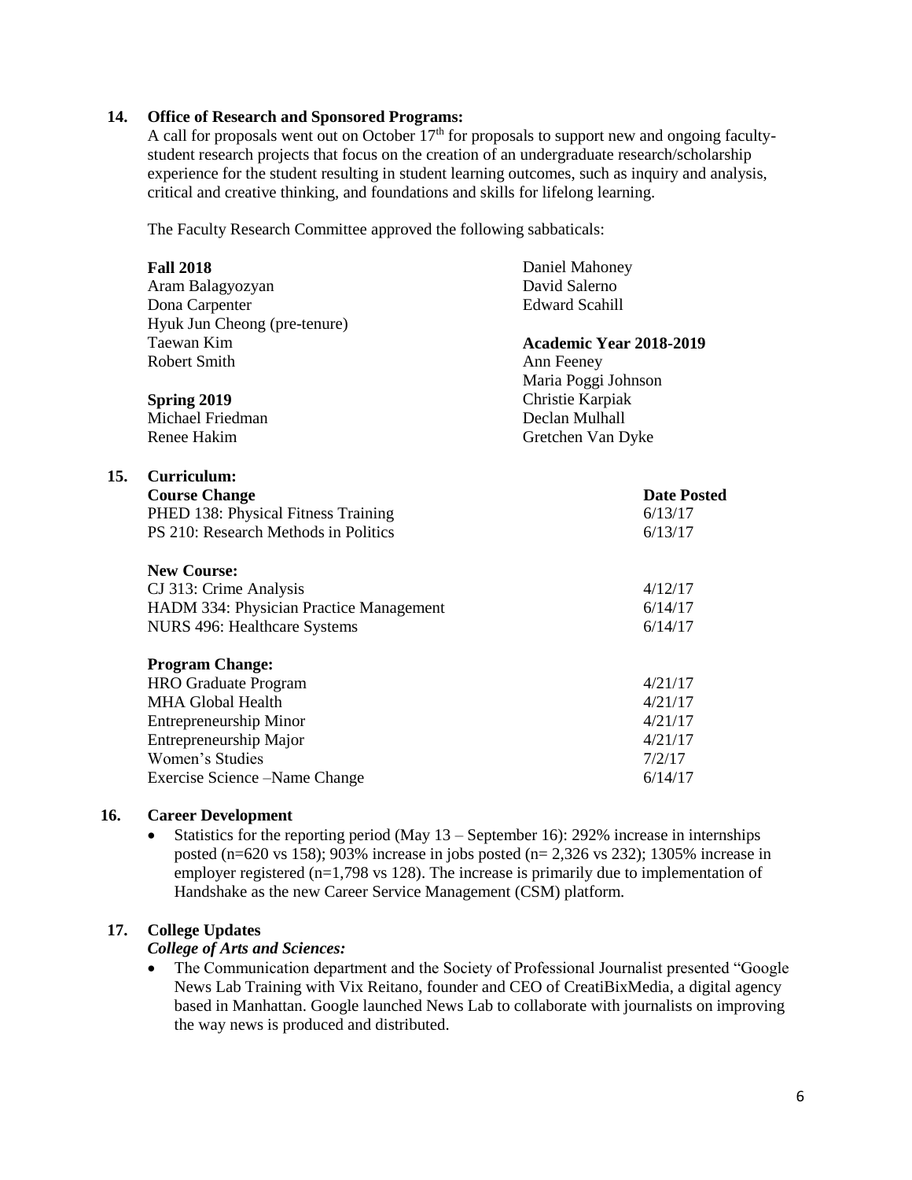**14. Office of Research and Sponsored Programs:**

A call for proposals went out on October 17th for proposals to support new and ongoing faculty-student research projects that focus on the creation of an undergraduate research/scholarship experience for the student resulting in student learning outcomes, such as inquiry and analysis, critical and creative thinking, and foundations and skills for lifelong learning.

The Faculty Research Committee approved the following sabbaticals:

**Fall 2018**
Aram Balagyozyan
Dona Carpenter
Hyuk Jun Cheong (pre-tenure)
Taewan Kim
Robert Smith

**Spring 2019**
Michael Friedman
Renee Hakim
Daniel Mahoney
David Salerno
Edward Scahill

**Academic Year 2018-2019**
Ann Feeney
Maria Poggi Johnson
Christie Karpiak
Declan Mulhall
Gretchen Van Dyke

**15. Curriculum:**

| **Course Change** | **Date Posted** |
|---|---|
| PHED 138: Physical Fitness Training | 6/13/17 |
| PS 210: Research Methods in Politics | 6/13/17 |
| **New Course:** | |
| CJ 313: Crime Analysis | 4/12/17 |
| HADM 334: Physician Practice Management | 6/14/17 |
| NURS 496: Healthcare Systems | 6/14/17 |
| **Program Change:** | |
| HRO Graduate Program | 4/21/17 |
| MHA Global Health | 4/21/17 |
| Entrepreneurship Minor | 4/21/17 |
| Entrepreneurship Major | 4/21/17 |
| Women's Studies | 7/2/17 |
| Exercise Science –Name Change | 6/14/17 |

**16. Career Development**

- Statistics for the reporting period (May 13 – September 16): 292% increase in internships posted (n=620 vs 158); 903% increase in jobs posted (n= 2,326 vs 232); 1305% increase in employer registered (n=1,798 vs 128). The increase is primarily due to implementation of Handshake as the new Career Service Management (CSM) platform.

**17. College Updates**

***College of Arts and Sciences:***

- The Communication department and the Society of Professional Journalist presented "Google News Lab Training with Vix Reitano, founder and CEO of CreatiBixMedia, a digital agency based in Manhattan. Google launched News Lab to collaborate with journalists on improving the way news is produced and distributed.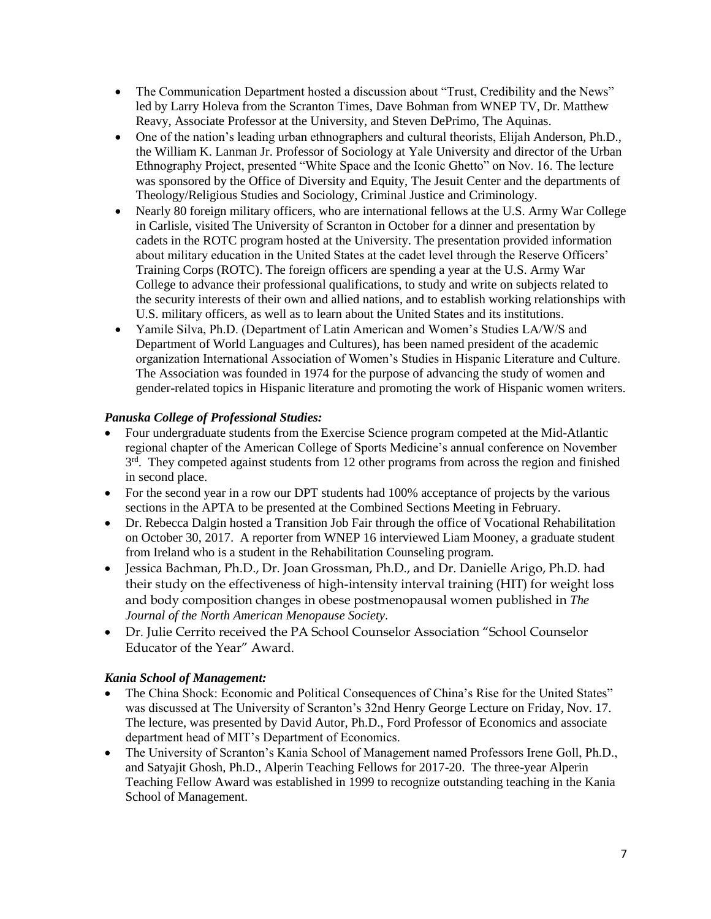- The Communication Department hosted a discussion about "Trust, Credibility and the News" led by Larry Holeva from the Scranton Times, Dave Bohman from WNEP TV, Dr. Matthew Reavy, Associate Professor at the University, and Steven DePrimo, The Aquinas.
- One of the nation's leading urban ethnographers and cultural theorists, Elijah Anderson, Ph.D., the William K. Lanman Jr. Professor of Sociology at Yale University and director of the Urban Ethnography Project, presented "White Space and the Iconic Ghetto" on Nov. 16. The lecture was sponsored by the Office of Diversity and Equity, The Jesuit Center and the departments of Theology/Religious Studies and Sociology, Criminal Justice and Criminology.
- Nearly 80 foreign military officers, who are international fellows at the U.S. Army War College in Carlisle, visited The University of Scranton in October for a dinner and presentation by cadets in the ROTC program hosted at the University. The presentation provided information about military education in the United States at the cadet level through the Reserve Officers' Training Corps (ROTC). The foreign officers are spending a year at the U.S. Army War College to advance their professional qualifications, to study and write on subjects related to the security interests of their own and allied nations, and to establish working relationships with U.S. military officers, as well as to learn about the United States and its institutions.
- Yamile Silva, Ph.D. (Department of Latin American and Women's Studies LA/W/S and Department of World Languages and Cultures), has been named president of the academic organization International Association of Women's Studies in Hispanic Literature and Culture. The Association was founded in 1974 for the purpose of advancing the study of women and gender-related topics in Hispanic literature and promoting the work of Hispanic women writers.

***Panuska College of Professional Studies:***

- Four undergraduate students from the Exercise Science program competed at the Mid-Atlantic regional chapter of the American College of Sports Medicine's annual conference on November 3rd. They competed against students from 12 other programs from across the region and finished in second place.
- For the second year in a row our DPT students had 100% acceptance of projects by the various sections in the APTA to be presented at the Combined Sections Meeting in February.
- Dr. Rebecca Dalgin hosted a Transition Job Fair through the office of Vocational Rehabilitation on October 30, 2017. A reporter from WNEP 16 interviewed Liam Mooney, a graduate student from Ireland who is a student in the Rehabilitation Counseling program.
- Jessica Bachman, Ph.D., Dr. Joan Grossman, Ph.D., and Dr. Danielle Arigo, Ph.D. had their study on the effectiveness of high-intensity interval training (HIT) for weight loss and body composition changes in obese postmenopausal women published in *The Journal of the North American Menopause Society*.
- Dr. Julie Cerrito received the PA School Counselor Association "School Counselor Educator of the Year" Award.

***Kania School of Management:***

- The China Shock: Economic and Political Consequences of China's Rise for the United States" was discussed at The University of Scranton's 32nd Henry George Lecture on Friday, Nov. 17. The lecture, was presented by David Autor, Ph.D., Ford Professor of Economics and associate department head of MIT's Department of Economics.
- The University of Scranton's Kania School of Management named Professors Irene Goll, Ph.D., and Satyajit Ghosh, Ph.D., Alperin Teaching Fellows for 2017-20. The three-year Alperin Teaching Fellow Award was established in 1999 to recognize outstanding teaching in the Kania School of Management.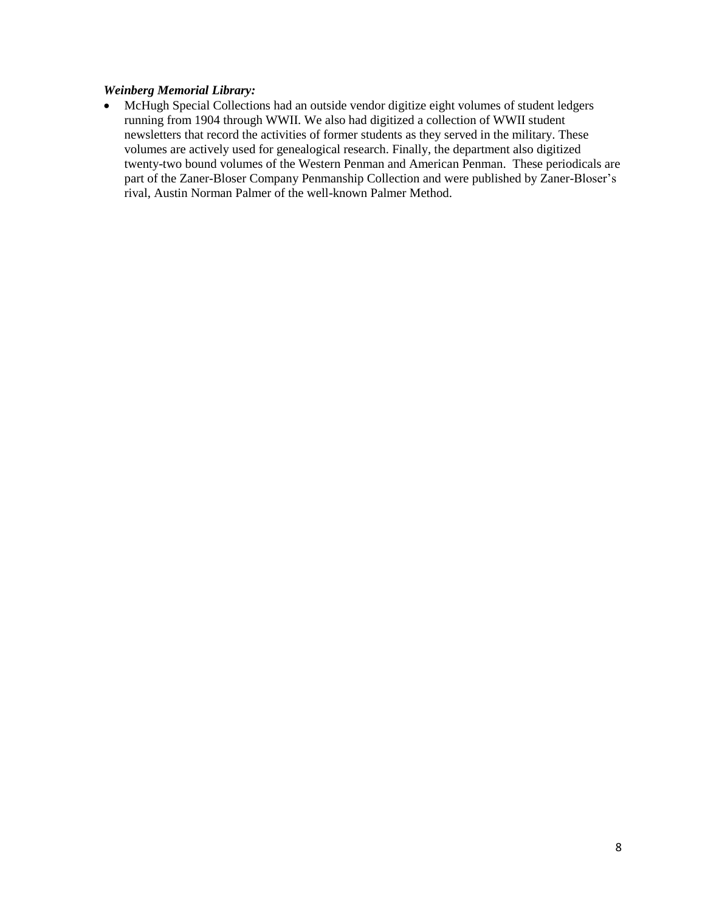***Weinberg Memorial Library:***

- McHugh Special Collections had an outside vendor digitize eight volumes of student ledgers running from 1904 through WWII. We also had digitized a collection of WWII student newsletters that record the activities of former students as they served in the military. These volumes are actively used for genealogical research. Finally, the department also digitized twenty-two bound volumes of the Western Penman and American Penman. These periodicals are part of the Zaner-Bloser Company Penmanship Collection and were published by Zaner-Bloser's rival, Austin Norman Palmer of the well-known Palmer Method.